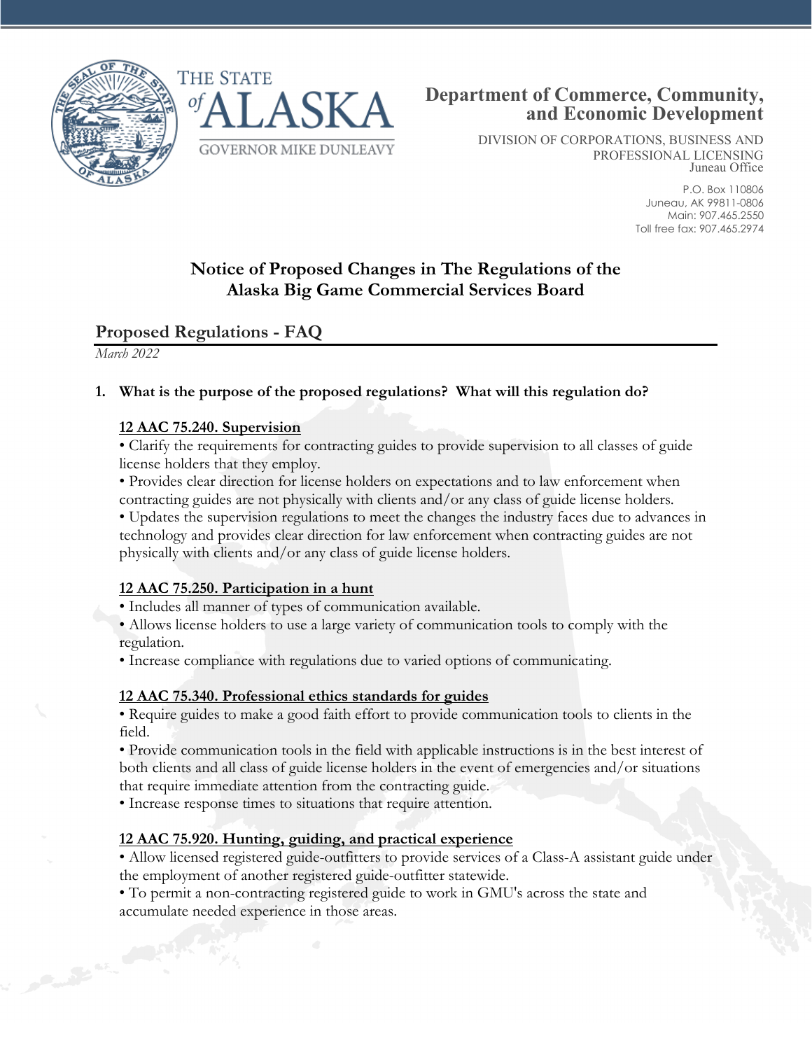THE STATE of ALASKA

GOVERNOR MIKE DUNLEAVY

**Department of Commerce, Community, and Economic Development**

DIVISION OF CORPORATIONS, BUSINESS AND PROFESSIONAL LICENSING
Juneau Office

P.O. Box 110806
Juneau, AK 99811-0806
Main: 907.465.2550
Toll free fax: 907.465.2974

# Notice of Proposed Changes in The Regulations of the Alaska Big Game Commercial Services Board

## Proposed Regulations - FAQ

*March 2022*

**1. What is the purpose of the proposed regulations? What will this regulation do?**

**<u>12 AAC 75.240. Supervision</u>**

• Clarify the requirements for contracting guides to provide supervision to all classes of guide license holders that they employ.
• Provides clear direction for license holders on expectations and to law enforcement when contracting guides are not physically with clients and/or any class of guide license holders.
• Updates the supervision regulations to meet the changes the industry faces due to advances in technology and provides clear direction for law enforcement when contracting guides are not physically with clients and/or any class of guide license holders.

**<u>12 AAC 75.250. Participation in a hunt</u>**

• Includes all manner of types of communication available.
• Allows license holders to use a large variety of communication tools to comply with the regulation.
• Increase compliance with regulations due to varied options of communicating.

**<u>12 AAC 75.340. Professional ethics standards for guides</u>**

• Require guides to make a good faith effort to provide communication tools to clients in the field.
• Provide communication tools in the field with applicable instructions is in the best interest of both clients and all class of guide license holders in the event of emergencies and/or situations that require immediate attention from the contracting guide.
• Increase response times to situations that require attention.

**<u>12 AAC 75.920. Hunting, guiding, and practical experience</u>**

• Allow licensed registered guide-outfitters to provide services of a Class-A assistant guide under the employment of another registered guide-outfitter statewide.
• To permit a non-contracting registered guide to work in GMU's across the state and accumulate needed experience in those areas.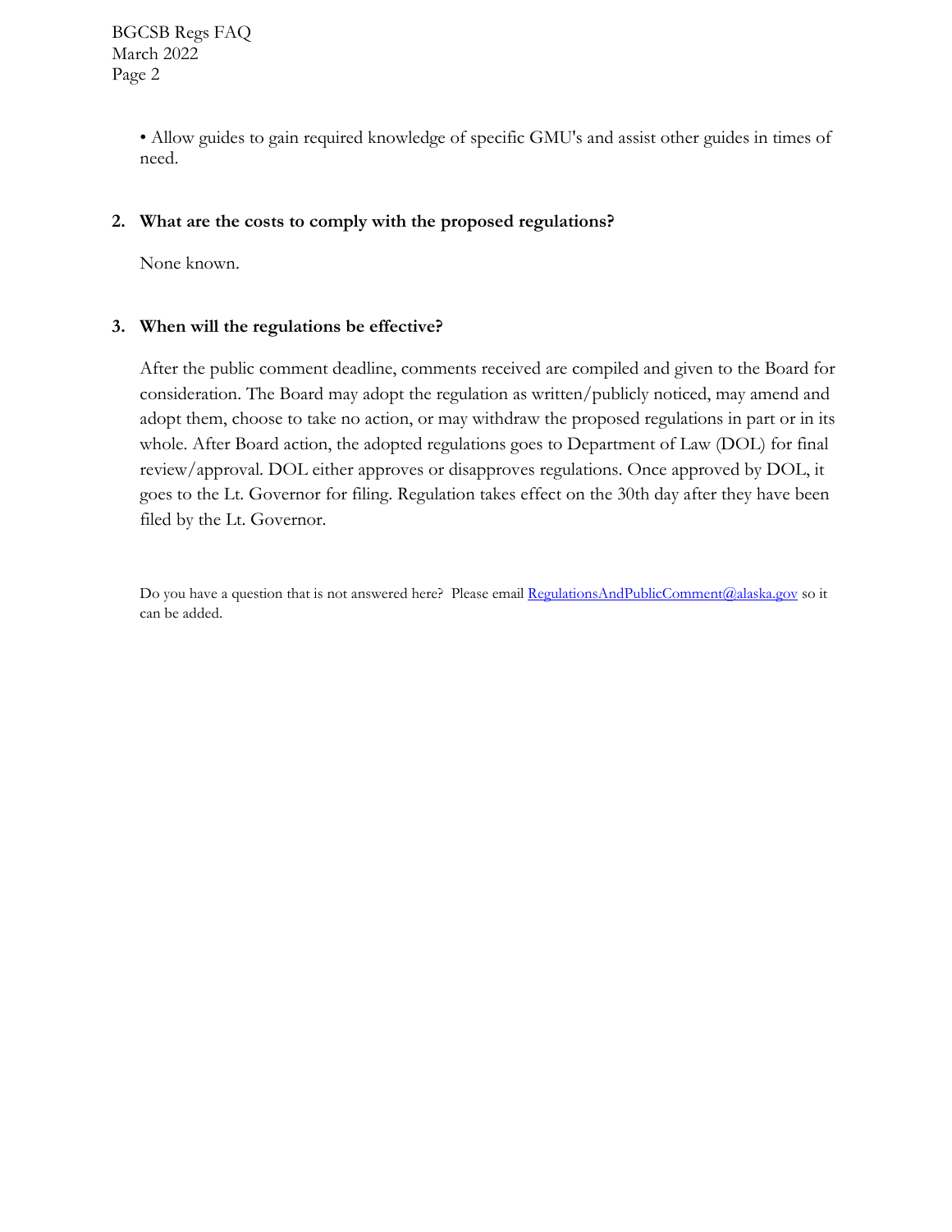- Allow guides to gain required knowledge of specific GMU's and assist other guides in times of need.

**2. What are the costs to comply with the proposed regulations?**

None known.

**3. When will the regulations be effective?**

After the public comment deadline, comments received are compiled and given to the Board for consideration. The Board may adopt the regulation as written/publicly noticed, may amend and adopt them, choose to take no action, or may withdraw the proposed regulations in part or in its whole. After Board action, the adopted regulations goes to Department of Law (DOL) for final review/approval. DOL either approves or disapproves regulations. Once approved by DOL, it goes to the Lt. Governor for filing. Regulation takes effect on the 30th day after they have been filed by the Lt. Governor.

Do you have a question that is not answered here? Please email [RegulationsAndPublicComment@alaska.gov](mailto:RegulationsAndPublicComment@alaska.gov) so it can be added.